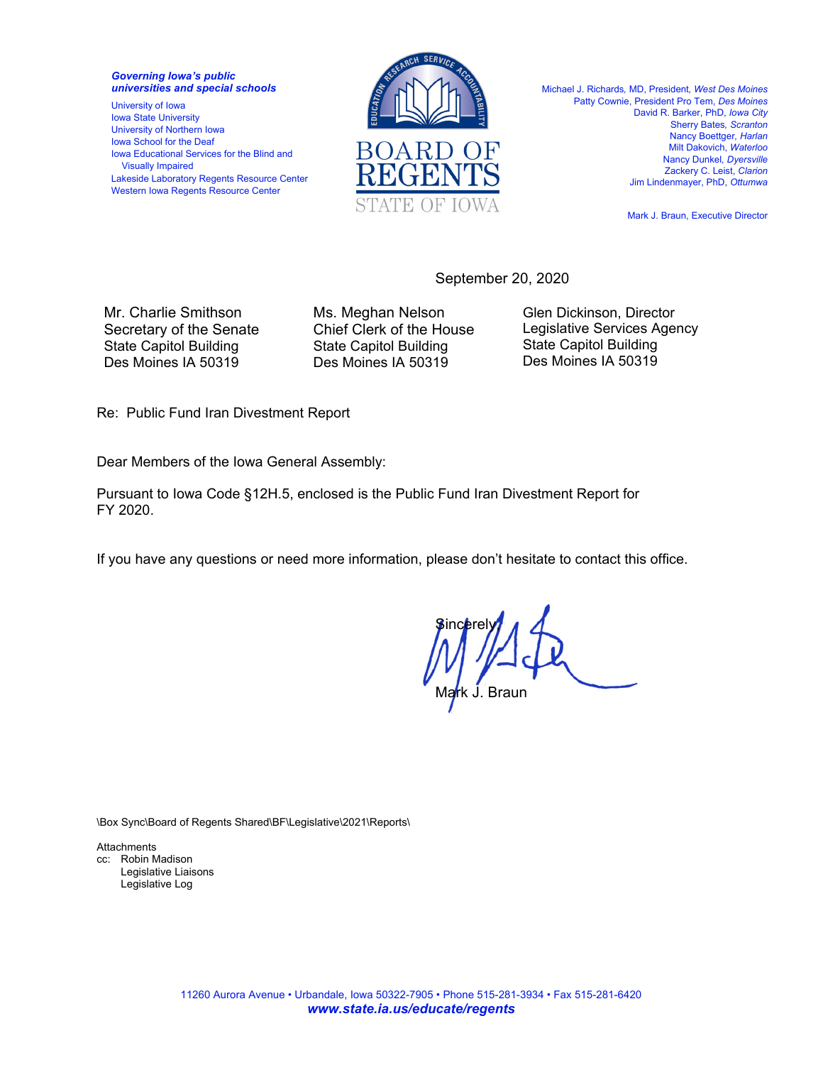*Governing Iowa's public universities and special schools*

University of Iowa
Iowa State University
University of Northern Iowa
Iowa School for the Deaf
Iowa Educational Services for the Blind and Visually Impaired
Lakeside Laboratory Regents Resource Center
Western Iowa Regents Resource Center

BOARD OF REGENTS
STATE OF IOWA

Michael J. Richards, MD, President, *West Des Moines*
Patty Cownie, President Pro Tem, *Des Moines*
David R. Barker, PhD, *Iowa City*
Sherry Bates, *Scranton*
Nancy Boettger, *Harlan*
Milt Dakovich, *Waterloo*
Nancy Dunkel, *Dyersville*
Zackery C. Leist, *Clarion*
Jim Lindenmayer, PhD, *Ottumwa*

Mark J. Braun, Executive Director

September 20, 2020

Mr. Charlie Smithson
Secretary of the Senate
State Capitol Building
Des Moines IA 50319

Ms. Meghan Nelson
Chief Clerk of the House
State Capitol Building
Des Moines IA 50319

Glen Dickinson, Director
Legislative Services Agency
State Capitol Building
Des Moines IA 50319

Re: Public Fund Iran Divestment Report

Dear Members of the Iowa General Assembly:

Pursuant to Iowa Code §12H.5, enclosed is the Public Fund Iran Divestment Report for FY 2020.

If you have any questions or need more information, please don't hesitate to contact this office.

Sincerely,

Mark J. Braun

\Box Sync\Board of Regents Shared\BF\Legislative\2021\Reports\

Attachments
cc: Robin Madison
Legislative Liaisons
Legislative Log

11260 Aurora Avenue • Urbandale, Iowa 50322-7905 • Phone 515-281-3934 • Fax 515-281-6420
***www.state.ia.us/educate/regents***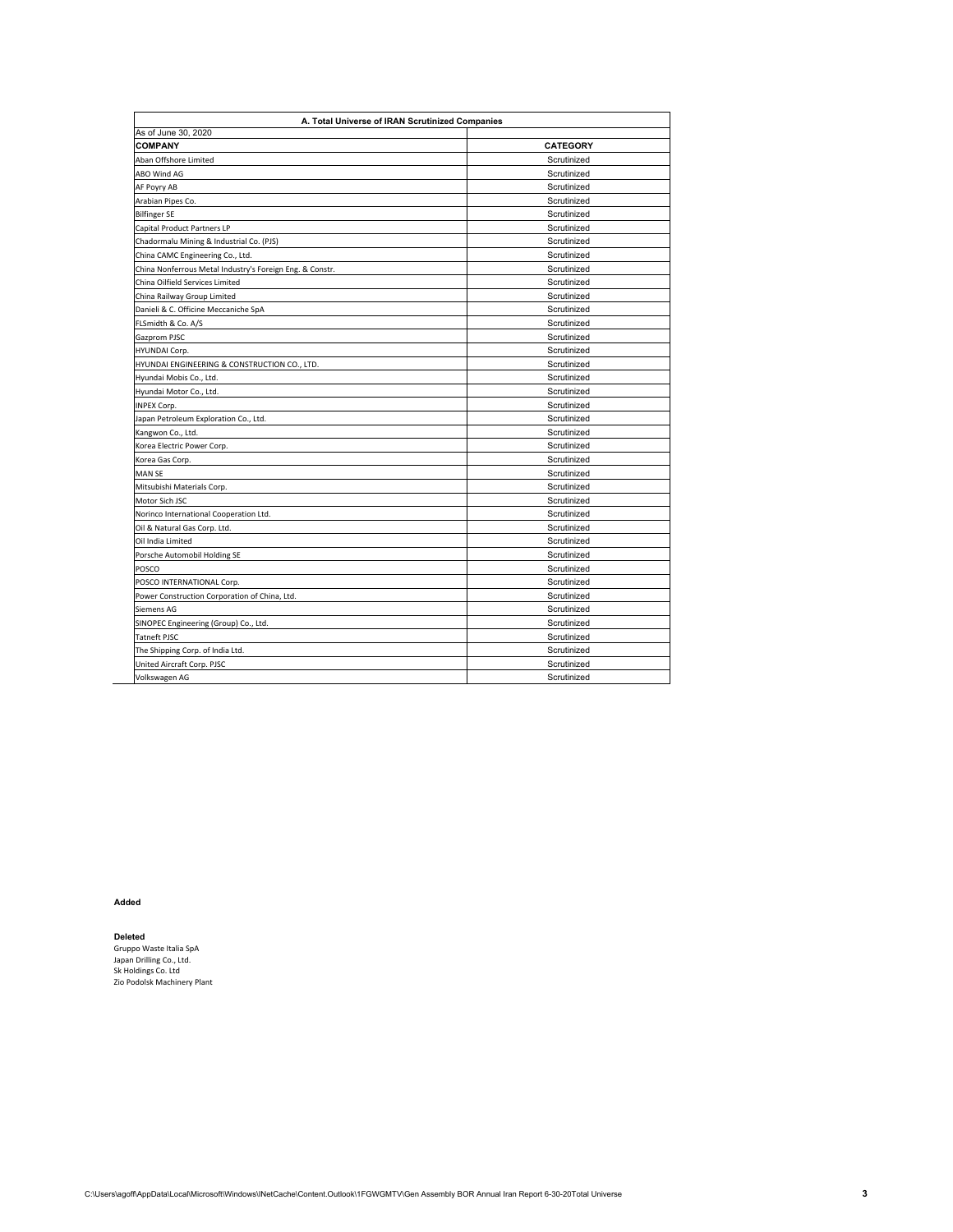| A. Total Universe of IRAN Scrutinized Companies | |
|---|---|
| As of June 30, 2020 | |
| **COMPANY** | **CATEGORY** |
| Aban Offshore Limited | Scrutinized |
| ABO Wind AG | Scrutinized |
| AF Poyry AB | Scrutinized |
| Arabian Pipes Co. | Scrutinized |
| Bilfinger SE | Scrutinized |
| Capital Product Partners LP | Scrutinized |
| Chadormalu Mining & Industrial Co. (PJS) | Scrutinized |
| China CAMC Engineering Co., Ltd. | Scrutinized |
| China Nonferrous Metal Industry's Foreign Eng. & Constr. | Scrutinized |
| China Oilfield Services Limited | Scrutinized |
| China Railway Group Limited | Scrutinized |
| Danieli & C. Officine Meccaniche SpA | Scrutinized |
| FLSmidth & Co. A/S | Scrutinized |
| Gazprom PJSC | Scrutinized |
| HYUNDAI Corp. | Scrutinized |
| HYUNDAI ENGINEERING & CONSTRUCTION CO., LTD. | Scrutinized |
| Hyundai Mobis Co., Ltd. | Scrutinized |
| Hyundai Motor Co., Ltd. | Scrutinized |
| INPEX Corp. | Scrutinized |
| Japan Petroleum Exploration Co., Ltd. | Scrutinized |
| Kangwon Co., Ltd. | Scrutinized |
| Korea Electric Power Corp. | Scrutinized |
| Korea Gas Corp. | Scrutinized |
| MAN SE | Scrutinized |
| Mitsubishi Materials Corp. | Scrutinized |
| Motor Sich JSC | Scrutinized |
| Norinco International Cooperation Ltd. | Scrutinized |
| Oil & Natural Gas Corp. Ltd. | Scrutinized |
| Oil India Limited | Scrutinized |
| Porsche Automobil Holding SE | Scrutinized |
| POSCO | Scrutinized |
| POSCO INTERNATIONAL Corp. | Scrutinized |
| Power Construction Corporation of China, Ltd. | Scrutinized |
| Siemens AG | Scrutinized |
| SINOPEC Engineering (Group) Co., Ltd. | Scrutinized |
| Tatneft PJSC | Scrutinized |
| The Shipping Corp. of India Ltd. | Scrutinized |
| United Aircraft Corp. PJSC | Scrutinized |
| Volkswagen AG | Scrutinized |

**Added**

**Deleted**

Gruppo Waste Italia SpA
Japan Drilling Co., Ltd.
Sk Holdings Co. Ltd
Zio Podolsk Machinery Plant

C:\Users\agoff\AppData\Local\Microsoft\Windows\INetCache\Content.Outlook\1FGWGMTV\Gen Assembly BOR Annual Iran Report 6-30-20Total Universe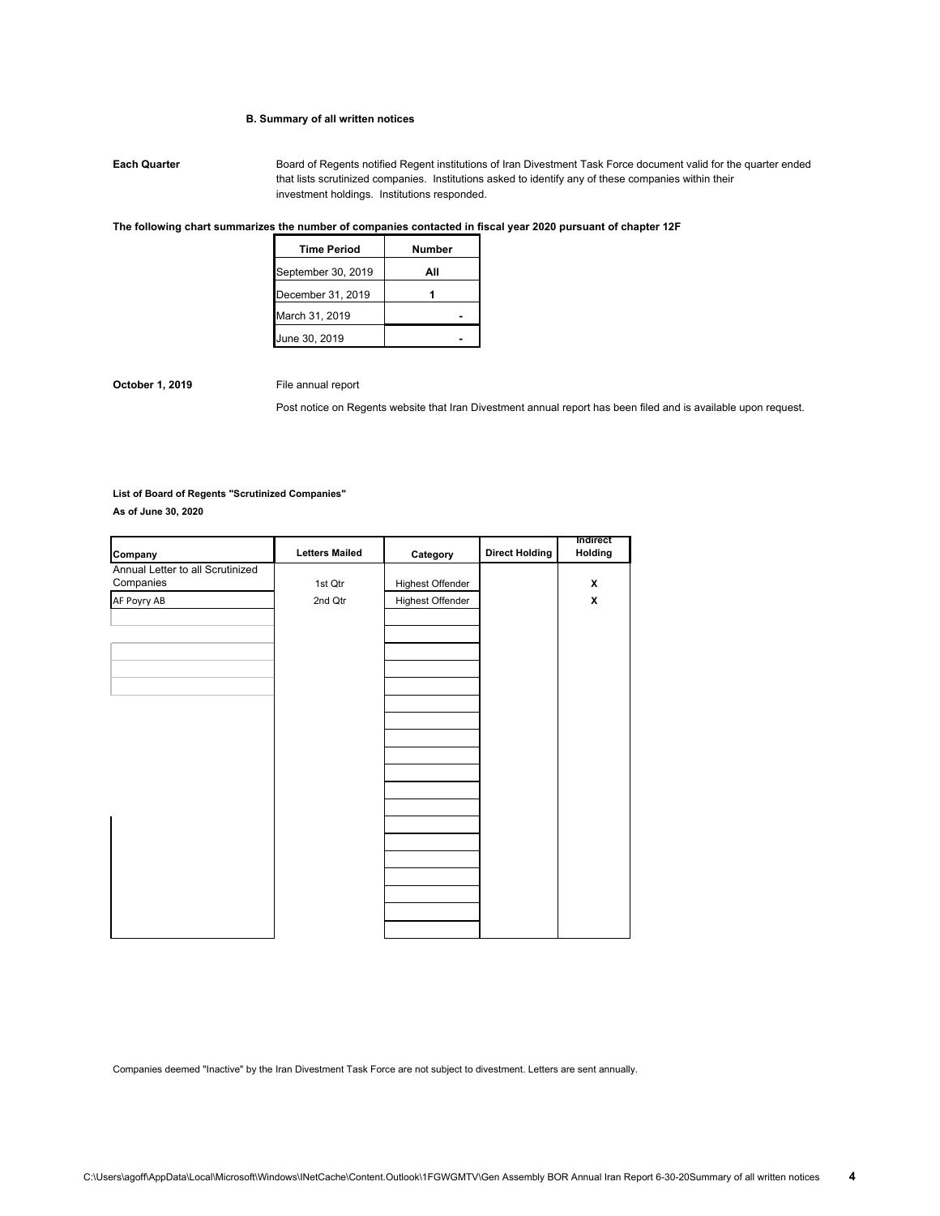### B. Summary of all written notices

**Each Quarter** Board of Regents notified Regent institutions of Iran Divestment Task Force document valid for the quarter ended that lists scrutinized companies. Institutions asked to identify any of these companies within their investment holdings. Institutions responded.

**The following chart summarizes the number of companies contacted in fiscal year 2020 pursuant of chapter 12F**

| Time Period | Number |
|---|---|
| September 30, 2019 | All |
| December 31, 2019 | 1 |
| March 31, 2019 | - |
| June 30, 2019 | - |

**October 1, 2019** File annual report

Post notice on Regents website that Iran Divestment annual report has been filed and is available upon request.

**List of Board of Regents "Scrutinized Companies"**

**As of June 30, 2020**

| Company | Letters Mailed | Category | Direct Holding | Indirect Holding |
|---|---|---|---|---|
| Annual Letter to all Scrutinized Companies | 1st Qtr | Highest Offender | | X |
| AF Poyry AB | 2nd Qtr | Highest Offender | | X |

Companies deemed "Inactive" by the Iran Divestment Task Force are not subject to divestment. Letters are sent annually.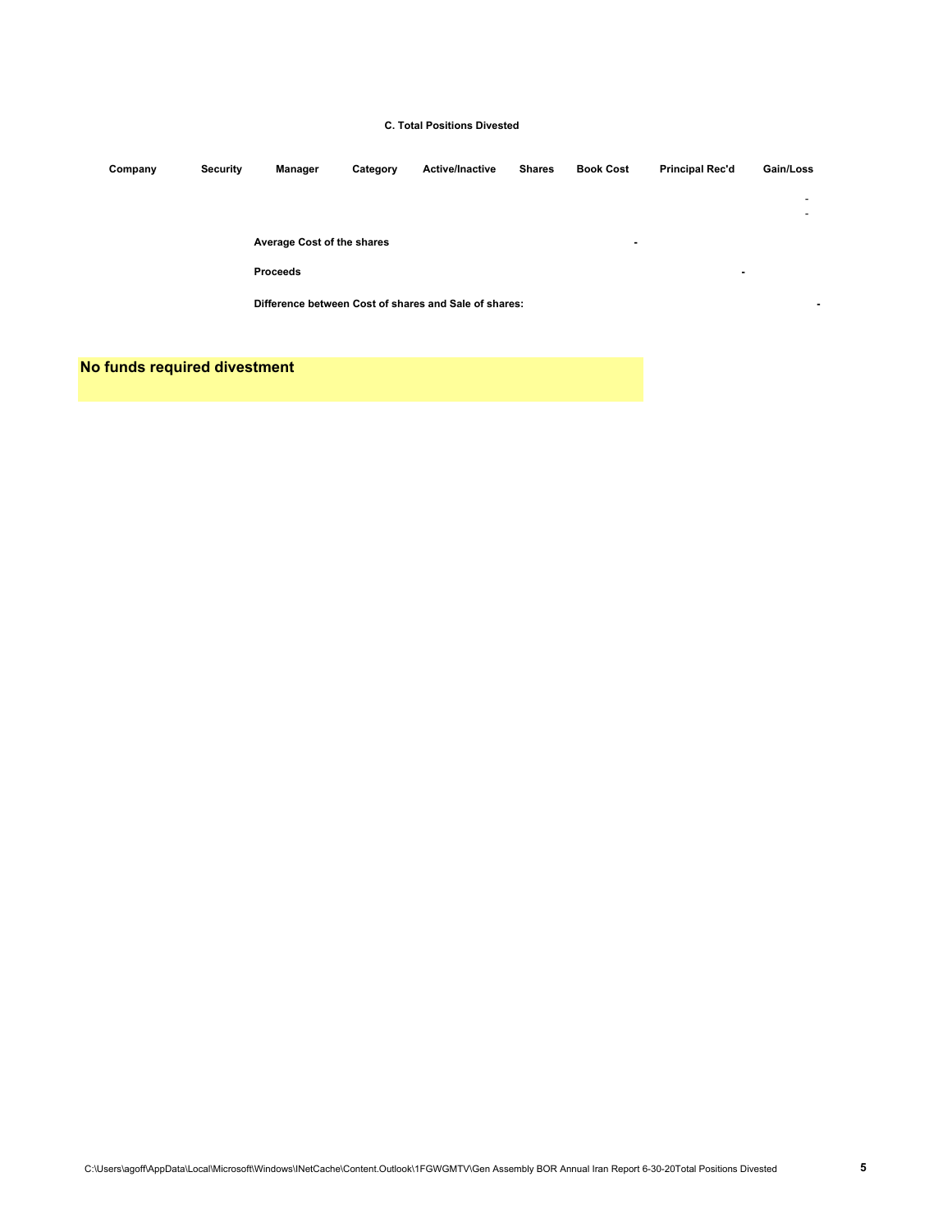## C. Total Positions Divested

| Company | Security | Manager | Category | Active/Inactive | Shares | Book Cost | Principal Rec'd | Gain/Loss |
|---|---|---|---|---|---|---|---|---|
| | | | | | | | | - |
| | | | | | | | | - |

**Average Cost of the shares** **-**

**Proceeds** **-**

**Difference between Cost of shares and Sale of shares:** **-**

**No funds required divestment**

C:\Users\agoff\AppData\Local\Microsoft\Windows\INetCache\Content.Outlook\1FGWGMTV\Gen Assembly BOR Annual Iran Report 6-30-20Total Positions Divested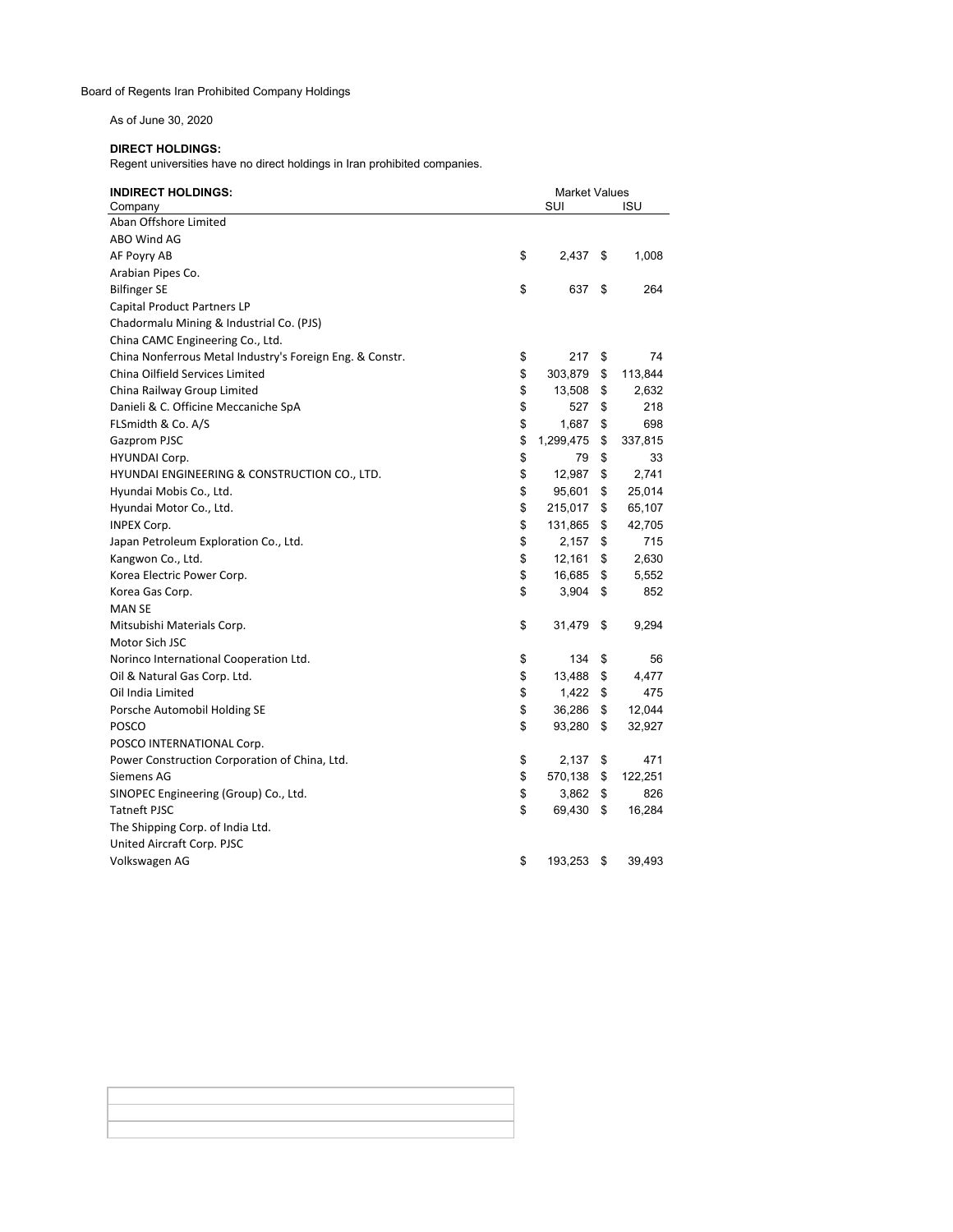Board of Regents Iran Prohibited Company Holdings

As of June 30, 2020

**DIRECT HOLDINGS:**

Regent universities have no direct holdings in Iran prohibited companies.

| **INDIRECT HOLDINGS:** | Market Values | |
|---|---|---|
| Company | SUI | ISU |
| Aban Offshore Limited | | |
| ABO Wind AG | | |
| AF Poyry AB | $ 2,437 | $ 1,008 |
| Arabian Pipes Co. | | |
| Bilfinger SE | $ 637 | $ 264 |
| Capital Product Partners LP | | |
| Chadormalu Mining & Industrial Co. (PJS) | | |
| China CAMC Engineering Co., Ltd. | | |
| China Nonferrous Metal Industry's Foreign Eng. & Constr. | $ 217 | $ 74 |
| China Oilfield Services Limited | $ 303,879 | $ 113,844 |
| China Railway Group Limited | $ 13,508 | $ 2,632 |
| Danieli & C. Officine Meccaniche SpA | $ 527 | $ 218 |
| FLSmidth & Co. A/S | $ 1,687 | $ 698 |
| Gazprom PJSC | $ 1,299,475 | $ 337,815 |
| HYUNDAI Corp. | $ 79 | $ 33 |
| HYUNDAI ENGINEERING & CONSTRUCTION CO., LTD. | $ 12,987 | $ 2,741 |
| Hyundai Mobis Co., Ltd. | $ 95,601 | $ 25,014 |
| Hyundai Motor Co., Ltd. | $ 215,017 | $ 65,107 |
| INPEX Corp. | $ 131,865 | $ 42,705 |
| Japan Petroleum Exploration Co., Ltd. | $ 2,157 | $ 715 |
| Kangwon Co., Ltd. | $ 12,161 | $ 2,630 |
| Korea Electric Power Corp. | $ 16,685 | $ 5,552 |
| Korea Gas Corp. | $ 3,904 | $ 852 |
| MAN SE | | |
| Mitsubishi Materials Corp. | $ 31,479 | $ 9,294 |
| Motor Sich JSC | | |
| Norinco International Cooperation Ltd. | $ 134 | $ 56 |
| Oil & Natural Gas Corp. Ltd. | $ 13,488 | $ 4,477 |
| Oil India Limited | $ 1,422 | $ 475 |
| Porsche Automobil Holding SE | $ 36,286 | $ 12,044 |
| POSCO | $ 93,280 | $ 32,927 |
| POSCO INTERNATIONAL Corp. | | |
| Power Construction Corporation of China, Ltd. | $ 2,137 | $ 471 |
| Siemens AG | $ 570,138 | $ 122,251 |
| SINOPEC Engineering (Group) Co., Ltd. | $ 3,862 | $ 826 |
| Tatneft PJSC | $ 69,430 | $ 16,284 |
| The Shipping Corp. of India Ltd. | | |
| United Aircraft Corp. PJSC | | |
| Volkswagen AG | $ 193,253 | $ 39,493 |